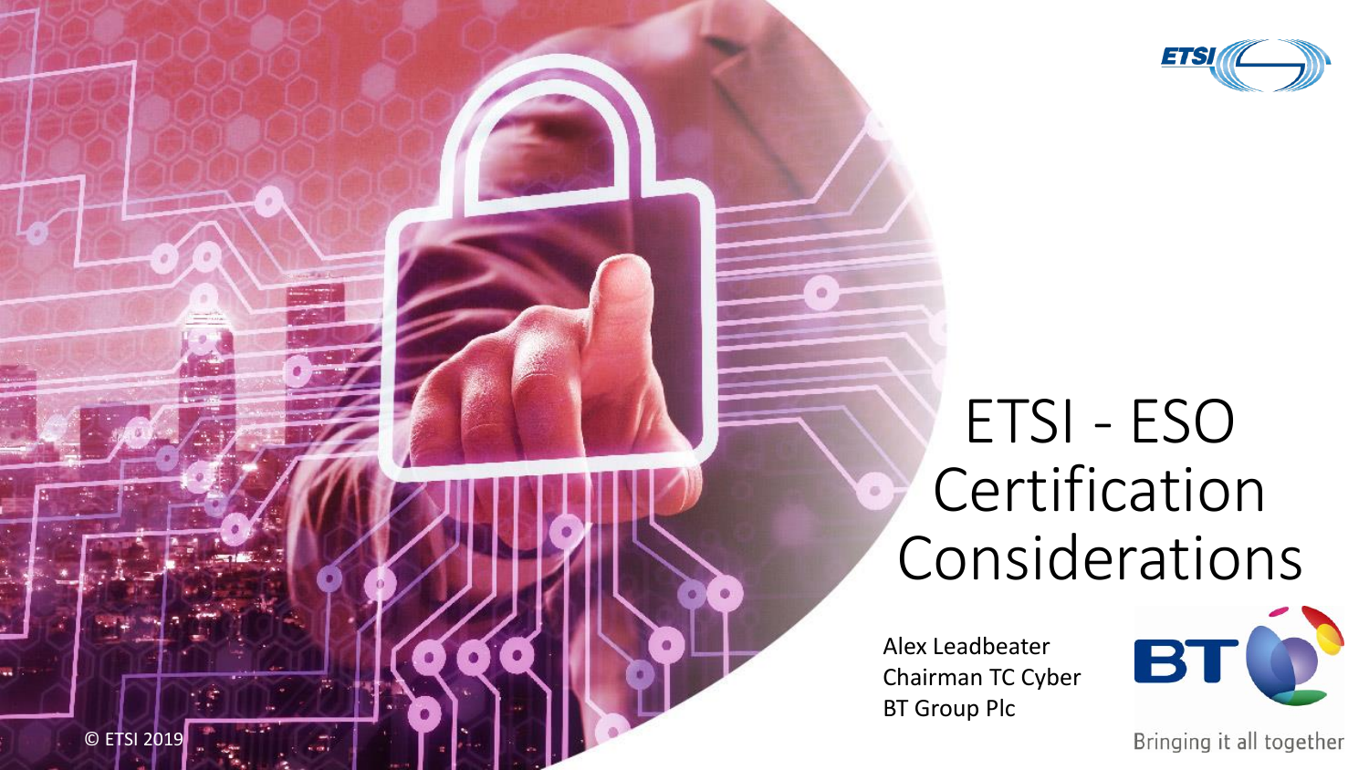# ETSI - ESO Certification Considerations

Alex Leadbeater
Chairman TC Cyber
BT Group Plc

Bringing it all together

© ETSI 2019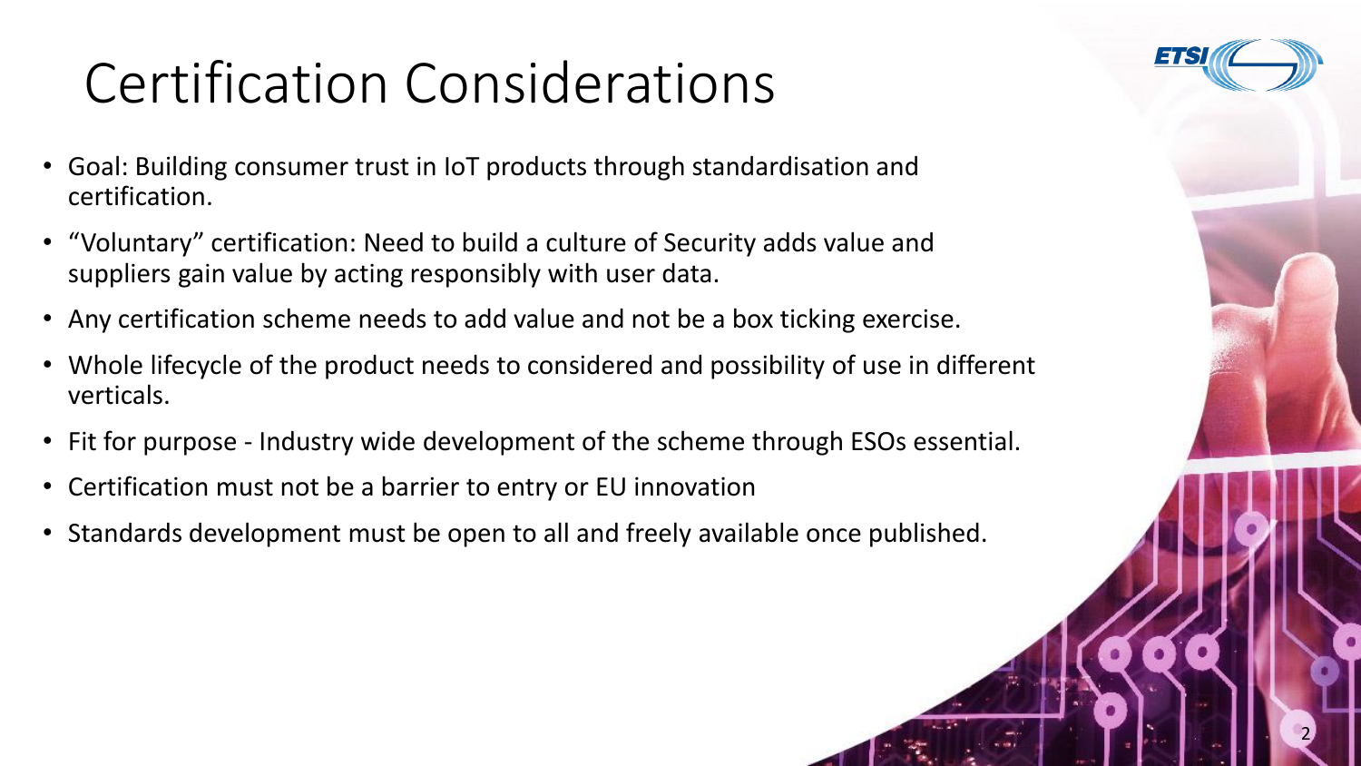# Certification Considerations

- Goal: Building consumer trust in IoT products through standardisation and certification.
- "Voluntary" certification: Need to build a culture of Security adds value and suppliers gain value by acting responsibly with user data.
- Any certification scheme needs to add value and not be a box ticking exercise.
- Whole lifecycle of the product needs to considered and possibility of use in different verticals.
- Fit for purpose - Industry wide development of the scheme through ESOs essential.
- Certification must not be a barrier to entry or EU innovation
- Standards development must be open to all and freely available once published.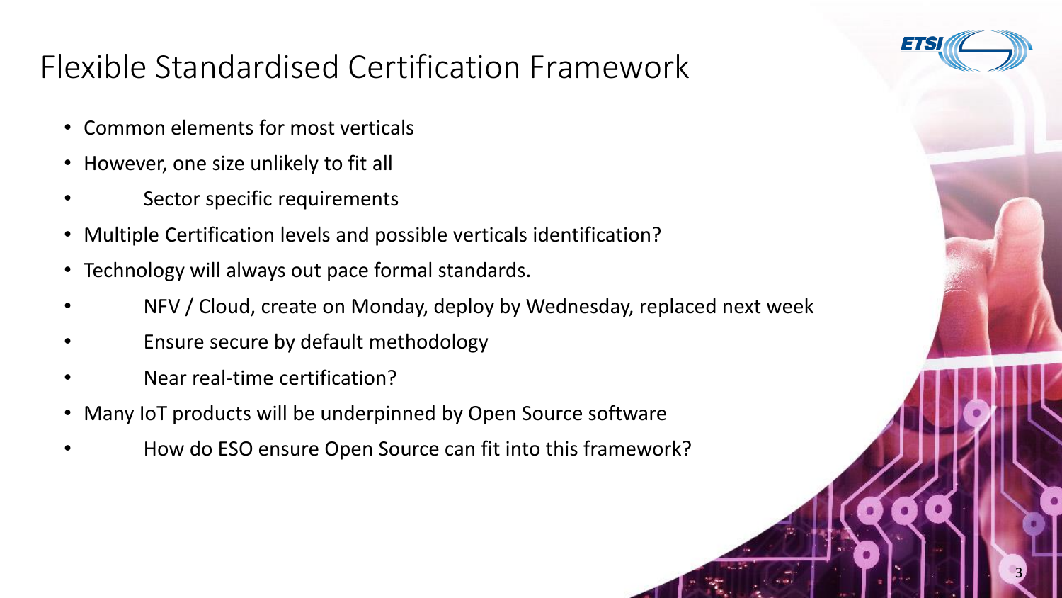# Flexible Standardised Certification Framework

- Common elements for most verticals
- However, one size unlikely to fit all
  - Sector specific requirements
- Multiple Certification levels and possible verticals identification?
- Technology will always out pace formal standards.
  - NFV / Cloud, create on Monday, deploy by Wednesday, replaced next week
  - Ensure secure by default methodology
  - Near real-time certification?
- Many IoT products will be underpinned by Open Source software
  - How do ESO ensure Open Source can fit into this framework?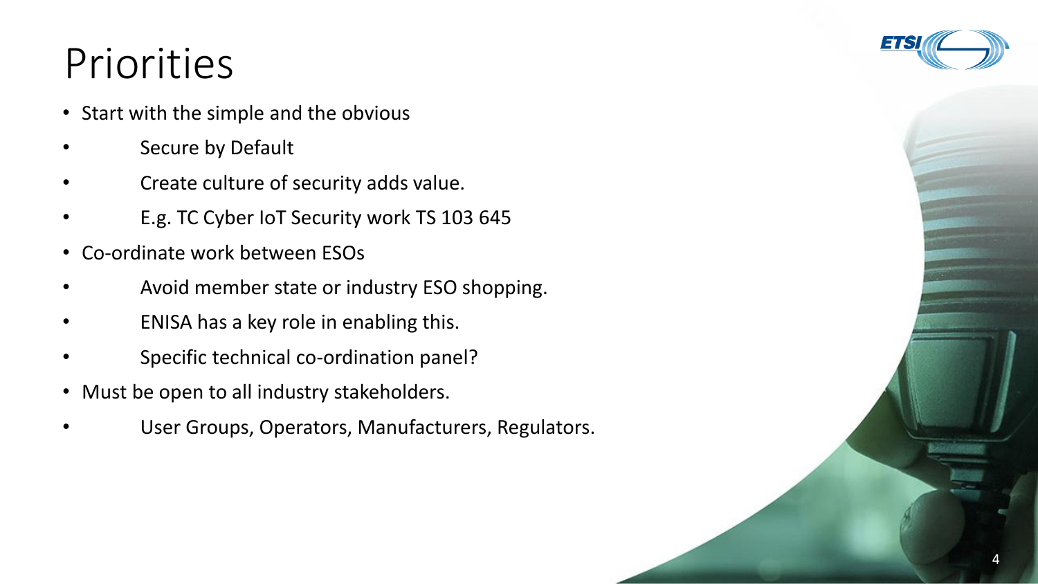# Priorities

- Start with the simple and the obvious
  - Secure by Default
  - Create culture of security adds value.
  - E.g. TC Cyber IoT Security work TS 103 645
- Co-ordinate work between ESOs
  - Avoid member state or industry ESO shopping.
  - ENISA has a key role in enabling this.
  - Specific technical co-ordination panel?
- Must be open to all industry stakeholders.
  - User Groups, Operators, Manufacturers, Regulators.